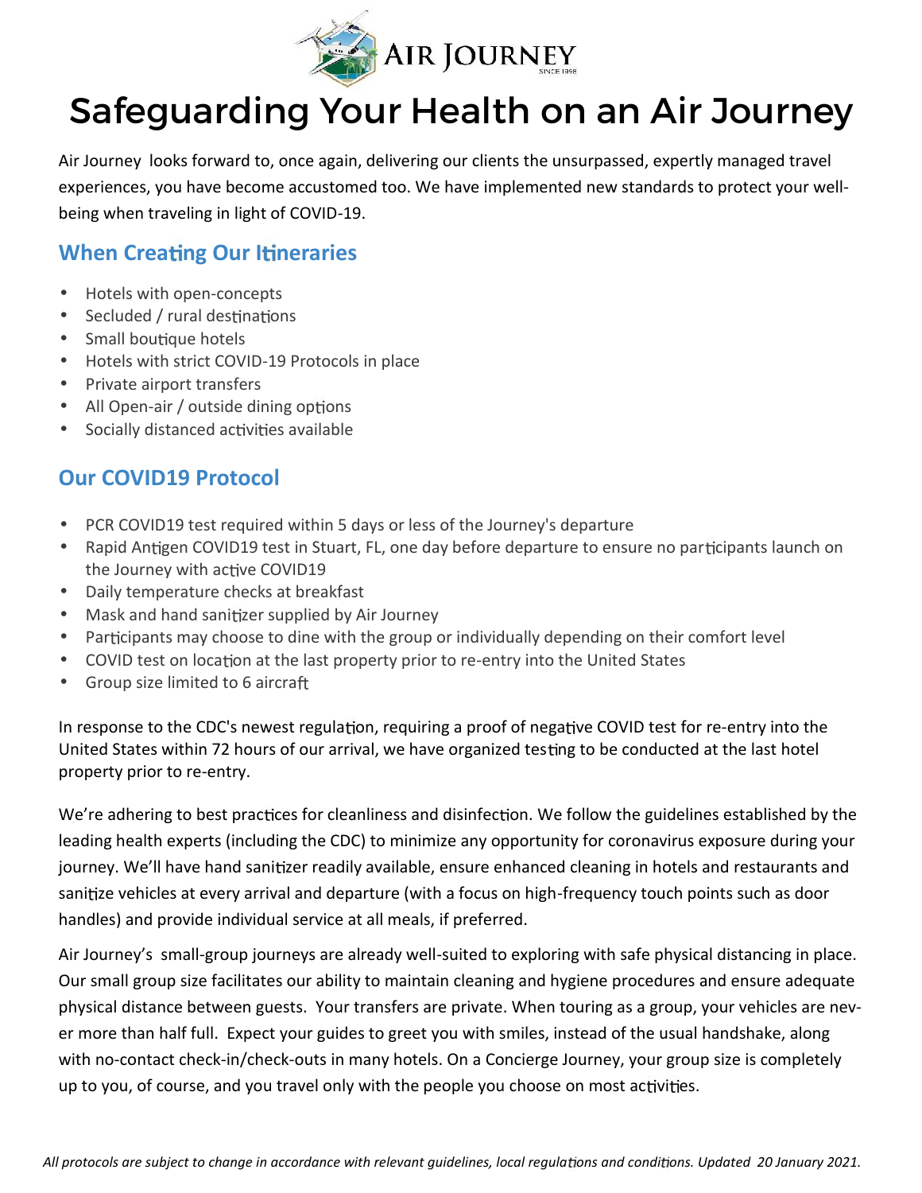# Safeguarding Your Health on an Air Journey

Air Journey looks forward to, once again, delivering our clients the unsurpassed, expertly managed travel experiences, you have become accustomed too. We have implemented new standards to protect your well-being when traveling in light of COVID-19.

## When Creating Our Itineraries

- Hotels with open-concepts
- Secluded / rural destinations
- Small boutique hotels
- Hotels with strict COVID-19 Protocols in place
- Private airport transfers
- All Open-air / outside dining options
- Socially distanced activities available

## Our COVID19 Protocol

- PCR COVID19 test required within 5 days or less of the Journey's departure
- Rapid Antigen COVID19 test in Stuart, FL, one day before departure to ensure no participants launch on the Journey with active COVID19
- Daily temperature checks at breakfast
- Mask and hand sanitizer supplied by Air Journey
- Participants may choose to dine with the group or individually depending on their comfort level
- COVID test on location at the last property prior to re-entry into the United States
- Group size limited to 6 aircraft

In response to the CDC's newest regulation, requiring a proof of negative COVID test for re-entry into the United States within 72 hours of our arrival, we have organized testing to be conducted at the last hotel property prior to re-entry.

We're adhering to best practices for cleanliness and disinfection. We follow the guidelines established by the leading health experts (including the CDC) to minimize any opportunity for coronavirus exposure during your journey. We'll have hand sanitizer readily available, ensure enhanced cleaning in hotels and restaurants and sanitize vehicles at every arrival and departure (with a focus on high-frequency touch points such as door handles) and provide individual service at all meals, if preferred.

Air Journey's small-group journeys are already well-suited to exploring with safe physical distancing in place. Our small group size facilitates our ability to maintain cleaning and hygiene procedures and ensure adequate physical distance between guests. Your transfers are private. When touring as a group, your vehicles are never more than half full. Expect your guides to greet you with smiles, instead of the usual handshake, along with no-contact check-in/check-outs in many hotels. On a Concierge Journey, your group size is completely up to you, of course, and you travel only with the people you choose on most activities.

*All protocols are subject to change in accordance with relevant guidelines, local regulations and conditions. Updated 20 January 2021.*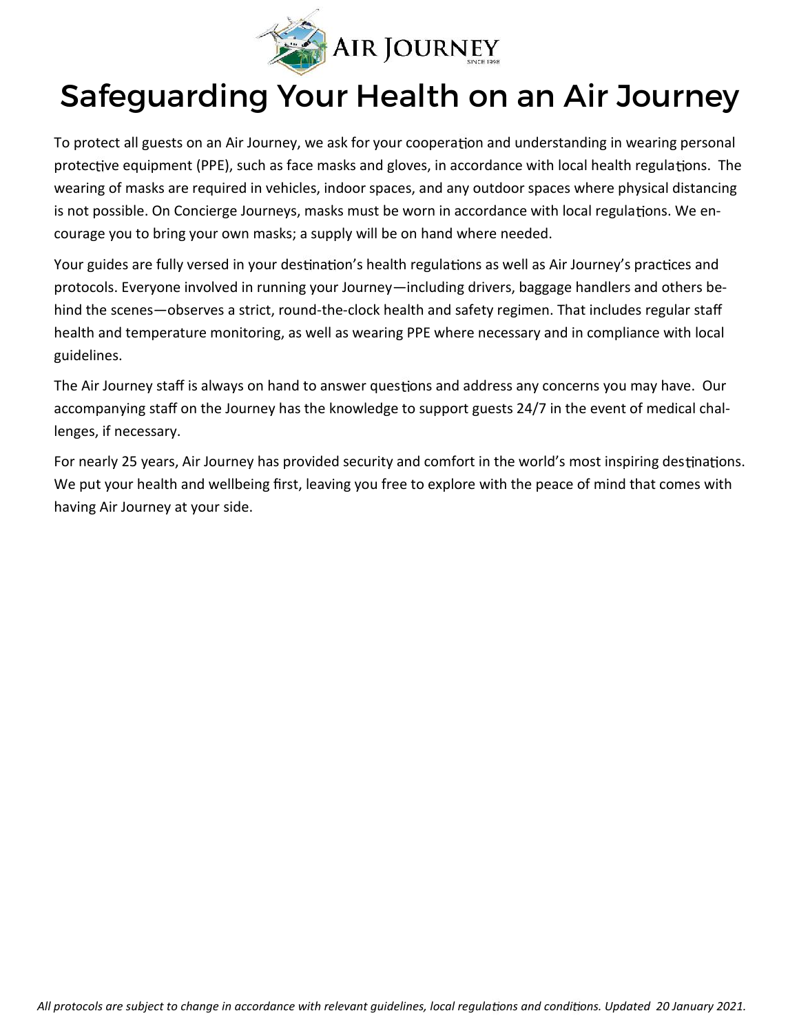# Safeguarding Your Health on an Air Journey

To protect all guests on an Air Journey, we ask for your cooperation and understanding in wearing personal protective equipment (PPE), such as face masks and gloves, in accordance with local health regulations. The wearing of masks are required in vehicles, indoor spaces, and any outdoor spaces where physical distancing is not possible. On Concierge Journeys, masks must be worn in accordance with local regulations. We encourage you to bring your own masks; a supply will be on hand where needed.

Your guides are fully versed in your destination's health regulations as well as Air Journey's practices and protocols. Everyone involved in running your Journey—including drivers, baggage handlers and others behind the scenes—observes a strict, round-the-clock health and safety regimen. That includes regular staff health and temperature monitoring, as well as wearing PPE where necessary and in compliance with local guidelines.

The Air Journey staff is always on hand to answer questions and address any concerns you may have. Our accompanying staff on the Journey has the knowledge to support guests 24/7 in the event of medical challenges, if necessary.

For nearly 25 years, Air Journey has provided security and comfort in the world's most inspiring destinations. We put your health and wellbeing first, leaving you free to explore with the peace of mind that comes with having Air Journey at your side.

*All protocols are subject to change in accordance with relevant guidelines, local regulations and conditions. Updated 20 January 2021.*